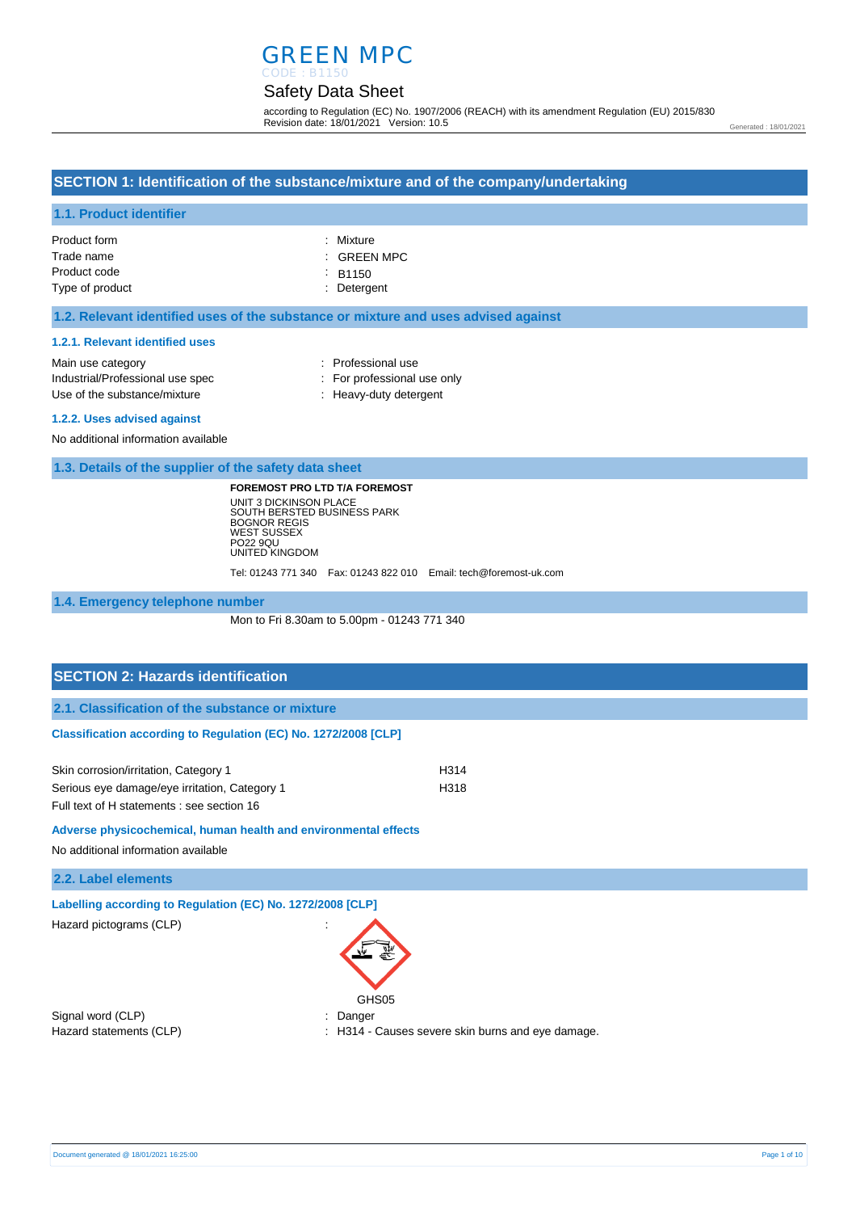# GREEN MPC

CODE : B1150

## Safety Data Sheet

according to Regulation (EC) No. 1907/2006 (REACH) with its amendment Regulation (EU) 2015/830
Revision date: 18/01/2021 Version: 10.5

Generated : 18/01/2021

## SECTION 1: Identification of the substance/mixture and of the company/undertaking

### 1.1. Product identifier

| | |
|---|---|
| Product form | : Mixture |
| Trade name | : GREEN MPC |
| Product code | : B1150 |
| Type of product | : Detergent |

### 1.2. Relevant identified uses of the substance or mixture and uses advised against

#### 1.2.1. Relevant identified uses

| | |
|---|---|
| Main use category | : Professional use |
| Industrial/Professional use spec | : For professional use only |
| Use of the substance/mixture | : Heavy-duty detergent |

#### 1.2.2. Uses advised against

No additional information available

### 1.3. Details of the supplier of the safety data sheet

**FOREMOST PRO LTD T/A FOREMOST**
UNIT 3 DICKINSON PLACE
SOUTH BERSTED BUSINESS PARK
BOGNOR REGIS
WEST SUSSEX
PO22 9QU
UNITED KINGDOM

Tel: 01243 771 340 Fax: 01243 822 010 Email: tech@foremost-uk.com

### 1.4. Emergency telephone number

Mon to Fri 8.30am to 5.00pm - 01243 771 340

## SECTION 2: Hazards identification

### 2.1. Classification of the substance or mixture

#### Classification according to Regulation (EC) No. 1272/2008 [CLP]

| | |
|---|---|
| Skin corrosion/irritation, Category 1 | H314 |
| Serious eye damage/eye irritation, Category 1 | H318 |

Full text of H statements : see section 16

#### Adverse physicochemical, human health and environmental effects

No additional information available

### 2.2. Label elements

#### Labelling according to Regulation (EC) No. 1272/2008 [CLP]

Hazard pictograms (CLP) :

GHS05

| | |
|---|---|
| Signal word (CLP) | : Danger |
| Hazard statements (CLP) | : H314 - Causes severe skin burns and eye damage. |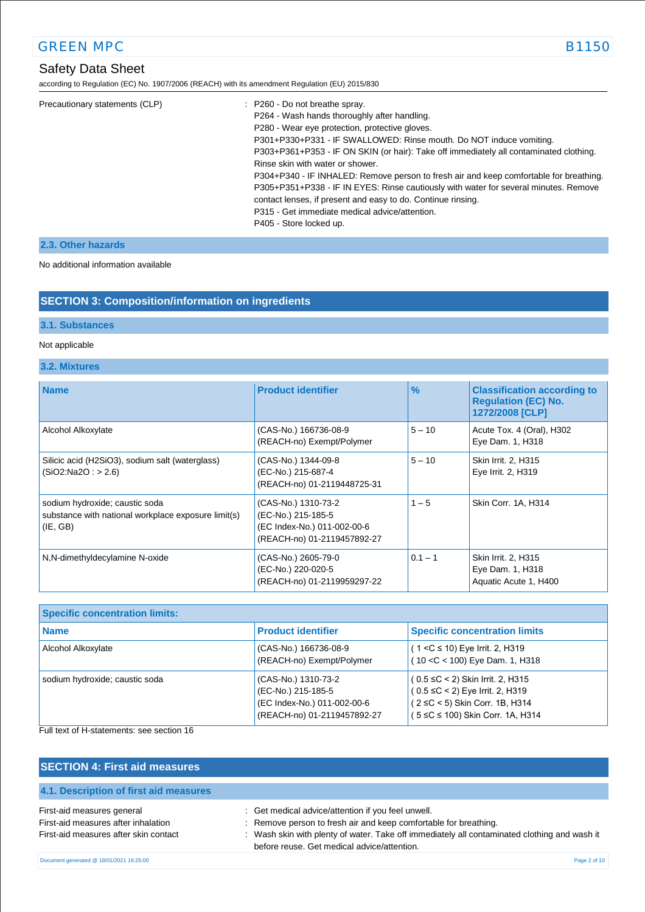Precautionary statements (CLP) : P260 - Do not breathe spray.
P264 - Wash hands thoroughly after handling.
P280 - Wear eye protection, protective gloves.
P301+P330+P331 - IF SWALLOWED: Rinse mouth. Do NOT induce vomiting.
P303+P361+P353 - IF ON SKIN (or hair): Take off immediately all contaminated clothing. Rinse skin with water or shower.
P304+P340 - IF INHALED: Remove person to fresh air and keep comfortable for breathing.
P305+P351+P338 - IF IN EYES: Rinse cautiously with water for several minutes. Remove contact lenses, if present and easy to do. Continue rinsing.
P315 - Get immediate medical advice/attention.
P405 - Store locked up.

### 2.3. Other hazards

No additional information available

## SECTION 3: Composition/information on ingredients

### 3.1. Substances

Not applicable

### 3.2. Mixtures

| Name | Product identifier | % | Classification according to Regulation (EC) No. 1272/2008 [CLP] |
|---|---|---|---|
| Alcohol Alkoxylate | (CAS-No.) 166736-08-9<br>(REACH-no) Exempt/Polymer | 5 – 10 | Acute Tox. 4 (Oral), H302<br>Eye Dam. 1, H318 |
| Silicic acid ($H_2SiO_3$), sodium salt (waterglass) ($SiO_2:Na_2O$ : > 2.6) | (CAS-No.) 1344-09-8<br>(EC-No.) 215-687-4<br>(REACH-no) 01-2119448725-31 | 5 – 10 | Skin Irrit. 2, H315<br>Eye Irrit. 2, H319 |
| sodium hydroxide; caustic soda<br>substance with national workplace exposure limit(s) (IE, GB) | (CAS-No.) 1310-73-2<br>(EC-No.) 215-185-5<br>(EC Index-No.) 011-002-00-6<br>(REACH-no) 01-2119457892-27 | 1 – 5 | Skin Corr. 1A, H314 |
| N,N-dimethyldecylamine N-oxide | (CAS-No.) 2605-79-0<br>(EC-No.) 220-020-5<br>(REACH-no) 01-2119959297-22 | 0.1 – 1 | Skin Irrit. 2, H315<br>Eye Dam. 1, H318<br>Aquatic Acute 1, H400 |

| Specific concentration limits: | | |
|---|---|---|
| **Name** | **Product identifier** | **Specific concentration limits** |
| Alcohol Alkoxylate | (CAS-No.) 166736-08-9<br>(REACH-no) Exempt/Polymer | ( 1 <C ≤ 10) Eye Irrit. 2, H319<br>( 10 <C < 100) Eye Dam. 1, H318 |
| sodium hydroxide; caustic soda | (CAS-No.) 1310-73-2<br>(EC-No.) 215-185-5<br>(EC Index-No.) 011-002-00-6<br>(REACH-no) 01-2119457892-27 | ( 0.5 ≤C < 2) Skin Irrit. 2, H315<br>( 0.5 ≤C < 2) Eye Irrit. 2, H319<br>( 2 ≤C < 5) Skin Corr. 1B, H314<br>( 5 ≤C ≤ 100) Skin Corr. 1A, H314 |

Full text of H-statements: see section 16

## SECTION 4: First aid measures

### 4.1. Description of first aid measures

First-aid measures general : Get medical advice/attention if you feel unwell.

First-aid measures after inhalation : Remove person to fresh air and keep comfortable for breathing.

First-aid measures after skin contact : Wash skin with plenty of water. Take off immediately all contaminated clothing and wash it before reuse. Get medical advice/attention.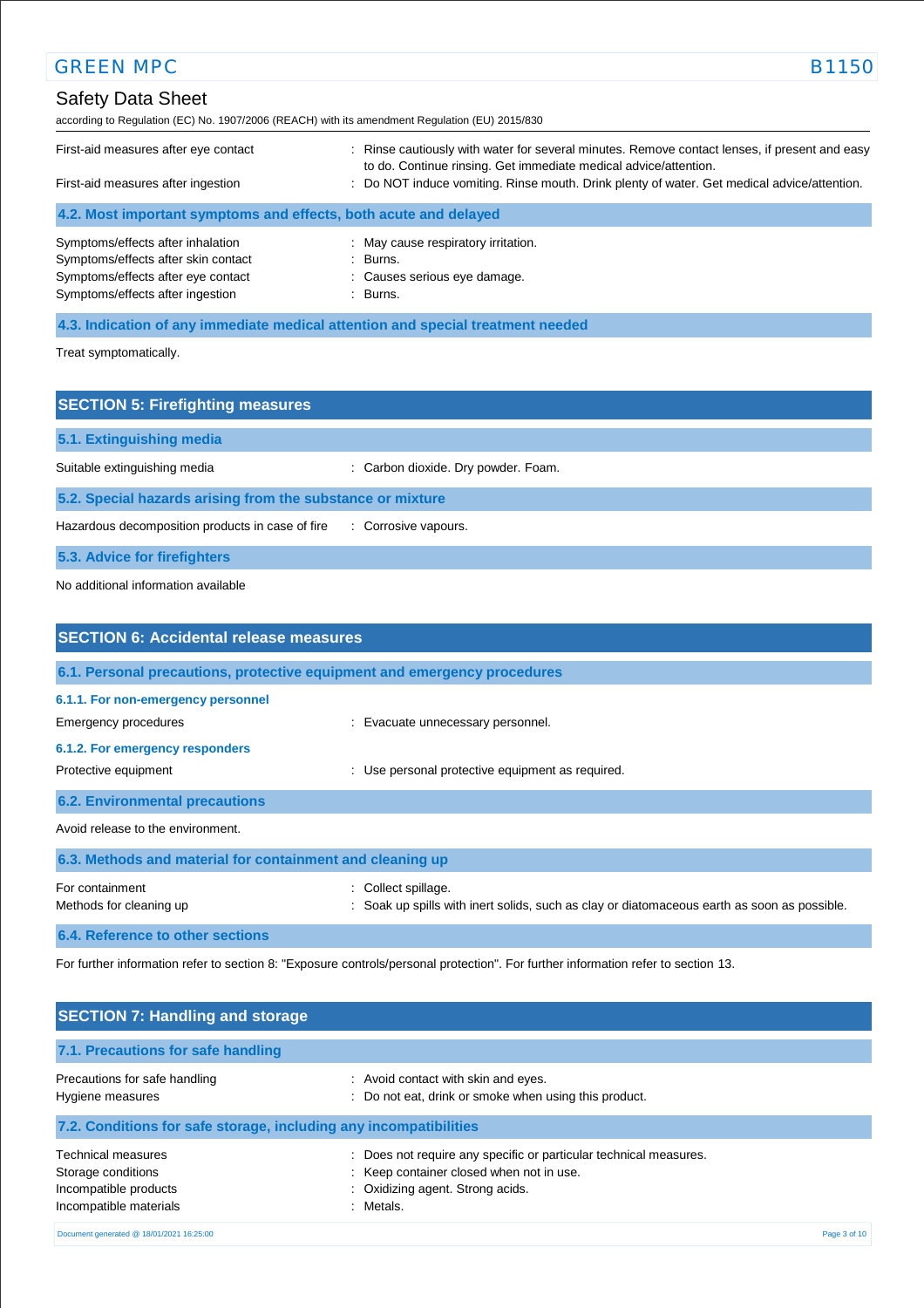First-aid measures after eye contact : Rinse cautiously with water for several minutes. Remove contact lenses, if present and easy to do. Continue rinsing. Get immediate medical advice/attention.

First-aid measures after ingestion : Do NOT induce vomiting. Rinse mouth. Drink plenty of water. Get medical advice/attention.

### 4.2. Most important symptoms and effects, both acute and delayed

Symptoms/effects after inhalation : May cause respiratory irritation.

Symptoms/effects after skin contact : Burns.

Symptoms/effects after eye contact : Causes serious eye damage.

Symptoms/effects after ingestion : Burns.

### 4.3. Indication of any immediate medical attention and special treatment needed

Treat symptomatically.

## SECTION 5: Firefighting measures

### 5.1. Extinguishing media

Suitable extinguishing media : Carbon dioxide. Dry powder. Foam.

### 5.2. Special hazards arising from the substance or mixture

Hazardous decomposition products in case of fire : Corrosive vapours.

### 5.3. Advice for firefighters

No additional information available

## SECTION 6: Accidental release measures

### 6.1. Personal precautions, protective equipment and emergency procedures

#### 6.1.1. For non-emergency personnel

Emergency procedures : Evacuate unnecessary personnel.

#### 6.1.2. For emergency responders

Protective equipment : Use personal protective equipment as required.

### 6.2. Environmental precautions

Avoid release to the environment.

### 6.3. Methods and material for containment and cleaning up

For containment : Collect spillage.

Methods for cleaning up : Soak up spills with inert solids, such as clay or diatomaceous earth as soon as possible.

### 6.4. Reference to other sections

For further information refer to section 8: "Exposure controls/personal protection". For further information refer to section 13.

## SECTION 7: Handling and storage

### 7.1. Precautions for safe handling

Precautions for safe handling : Avoid contact with skin and eyes.

Hygiene measures : Do not eat, drink or smoke when using this product.

### 7.2. Conditions for safe storage, including any incompatibilities

Technical measures : Does not require any specific or particular technical measures.

Storage conditions : Keep container closed when not in use.

Incompatible products : Oxidizing agent. Strong acids.

Incompatible materials : Metals.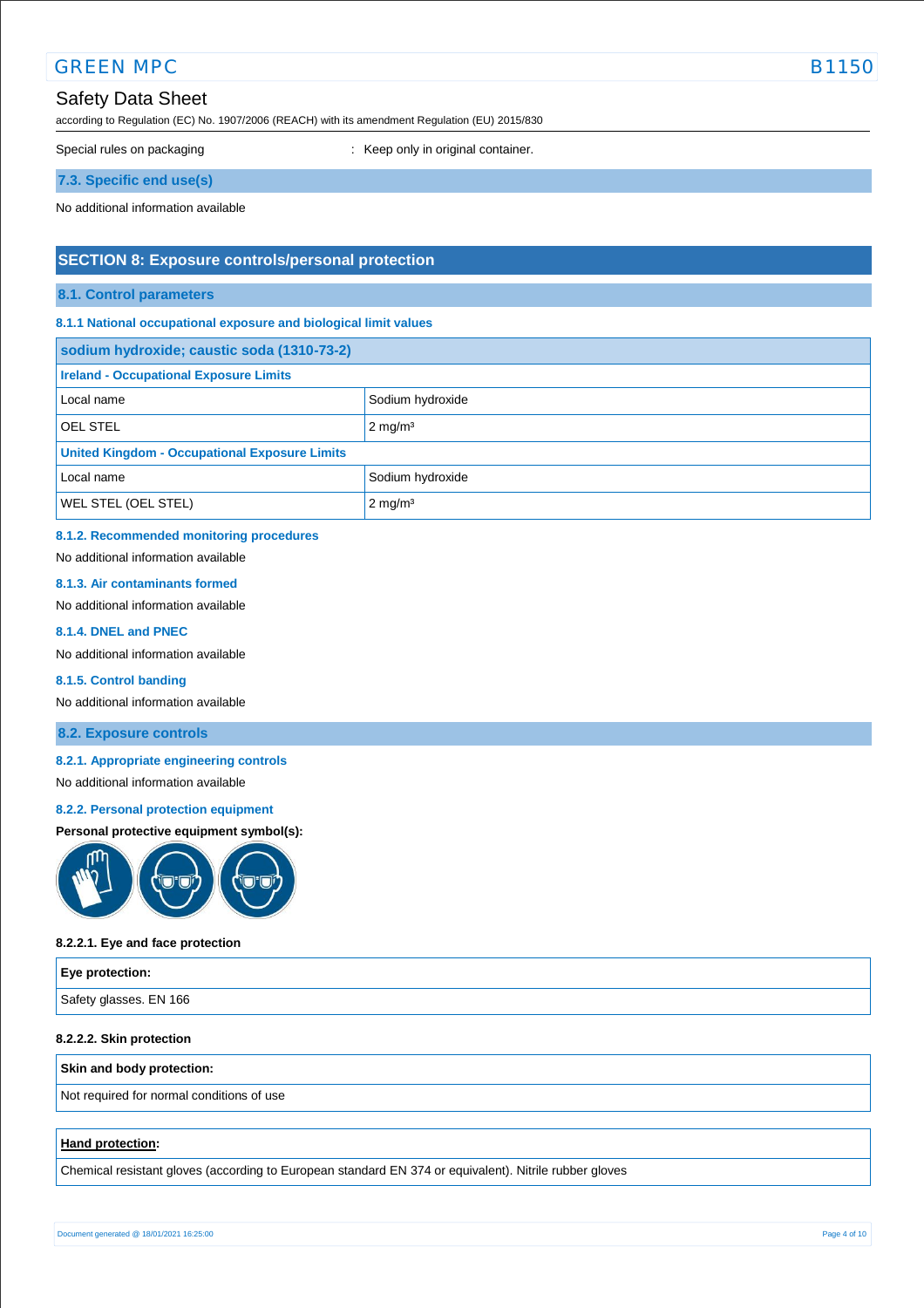Special rules on packaging : Keep only in original container.

### 7.3. Specific end use(s)

No additional information available

## SECTION 8: Exposure controls/personal protection

### 8.1. Control parameters

#### 8.1.1 National occupational exposure and biological limit values

| sodium hydroxide; caustic soda (1310-73-2) | |
|---|---|
| **Ireland - Occupational Exposure Limits** | |
| Local name | Sodium hydroxide |
| OEL STEL | 2 mg/m³ |
| **United Kingdom - Occupational Exposure Limits** | |
| Local name | Sodium hydroxide |
| WEL STEL (OEL STEL) | 2 mg/m³ |

#### 8.1.2. Recommended monitoring procedures

No additional information available

#### 8.1.3. Air contaminants formed

No additional information available

#### 8.1.4. DNEL and PNEC

No additional information available

#### 8.1.5. Control banding

No additional information available

### 8.2. Exposure controls

#### 8.2.1. Appropriate engineering controls

No additional information available

#### 8.2.2. Personal protection equipment

**Personal protective equipment symbol(s):**

**8.2.2.1. Eye and face protection**

| Eye protection: |
|---|
| Safety glasses. EN 166 |

**8.2.2.2. Skin protection**

| Skin and body protection: |
|---|
| Not required for normal conditions of use |

| **Hand protection**: |
|---|
| Chemical resistant gloves (according to European standard EN 374 or equivalent). Nitrile rubber gloves |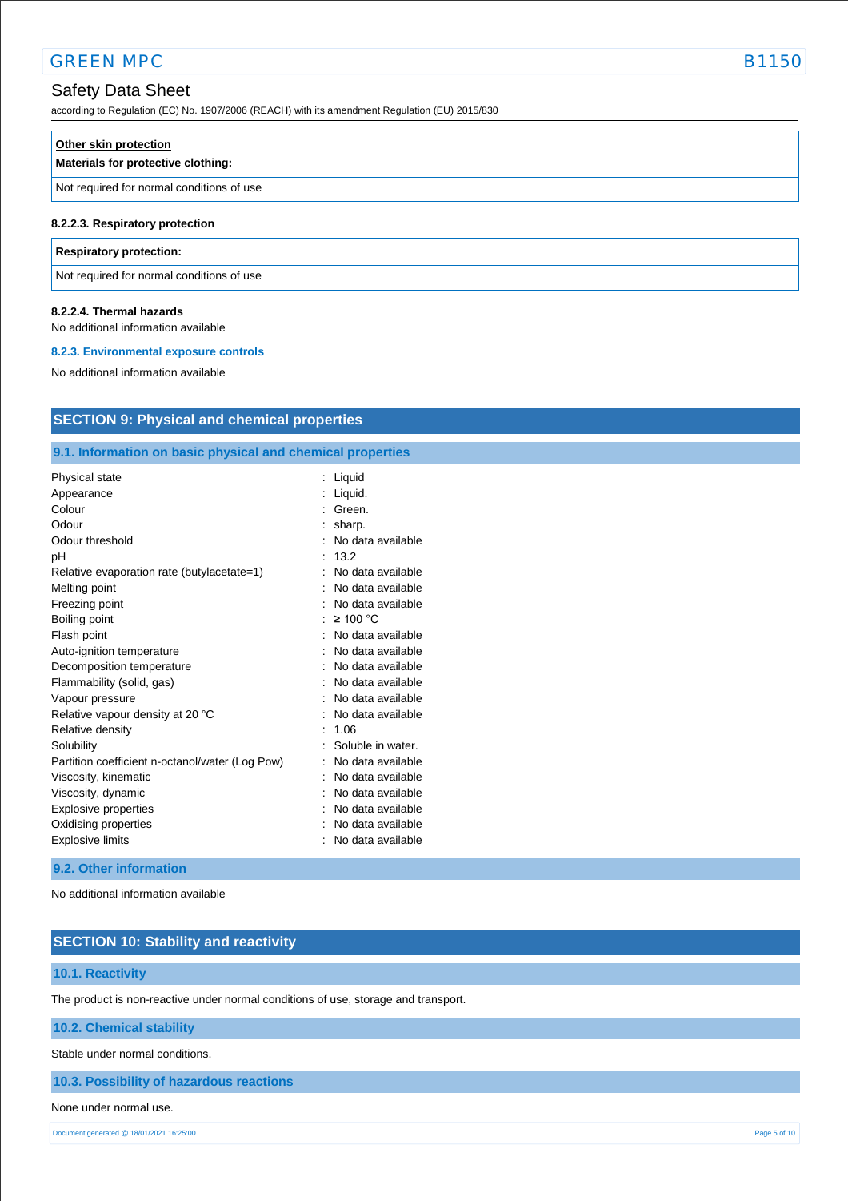| **Other skin protection** |
| --- |
| **Materials for protective clothing:** |
| Not required for normal conditions of use |

#### 8.2.2.3. Respiratory protection

| **Respiratory protection:** |
| --- |
| Not required for normal conditions of use |

#### 8.2.2.4. Thermal hazards

No additional information available

### 8.2.3. Environmental exposure controls

No additional information available

## SECTION 9: Physical and chemical properties

### 9.1. Information on basic physical and chemical properties

| | |
| --- | --- |
| Physical state | : Liquid |
| Appearance | : Liquid. |
| Colour | : Green. |
| Odour | : sharp. |
| Odour threshold | : No data available |
| pH | : 13.2 |
| Relative evaporation rate (butylacetate=1) | : No data available |
| Melting point | : No data available |
| Freezing point | : No data available |
| Boiling point | : ≥ 100 °C |
| Flash point | : No data available |
| Auto-ignition temperature | : No data available |
| Decomposition temperature | : No data available |
| Flammability (solid, gas) | : No data available |
| Vapour pressure | : No data available |
| Relative vapour density at 20 °C | : No data available |
| Relative density | : 1.06 |
| Solubility | : Soluble in water. |
| Partition coefficient n-octanol/water (Log Pow) | : No data available |
| Viscosity, kinematic | : No data available |
| Viscosity, dynamic | : No data available |
| Explosive properties | : No data available |
| Oxidising properties | : No data available |
| Explosive limits | : No data available |

### 9.2. Other information

No additional information available

## SECTION 10: Stability and reactivity

### 10.1. Reactivity

The product is non-reactive under normal conditions of use, storage and transport.

### 10.2. Chemical stability

Stable under normal conditions.

### 10.3. Possibility of hazardous reactions

None under normal use.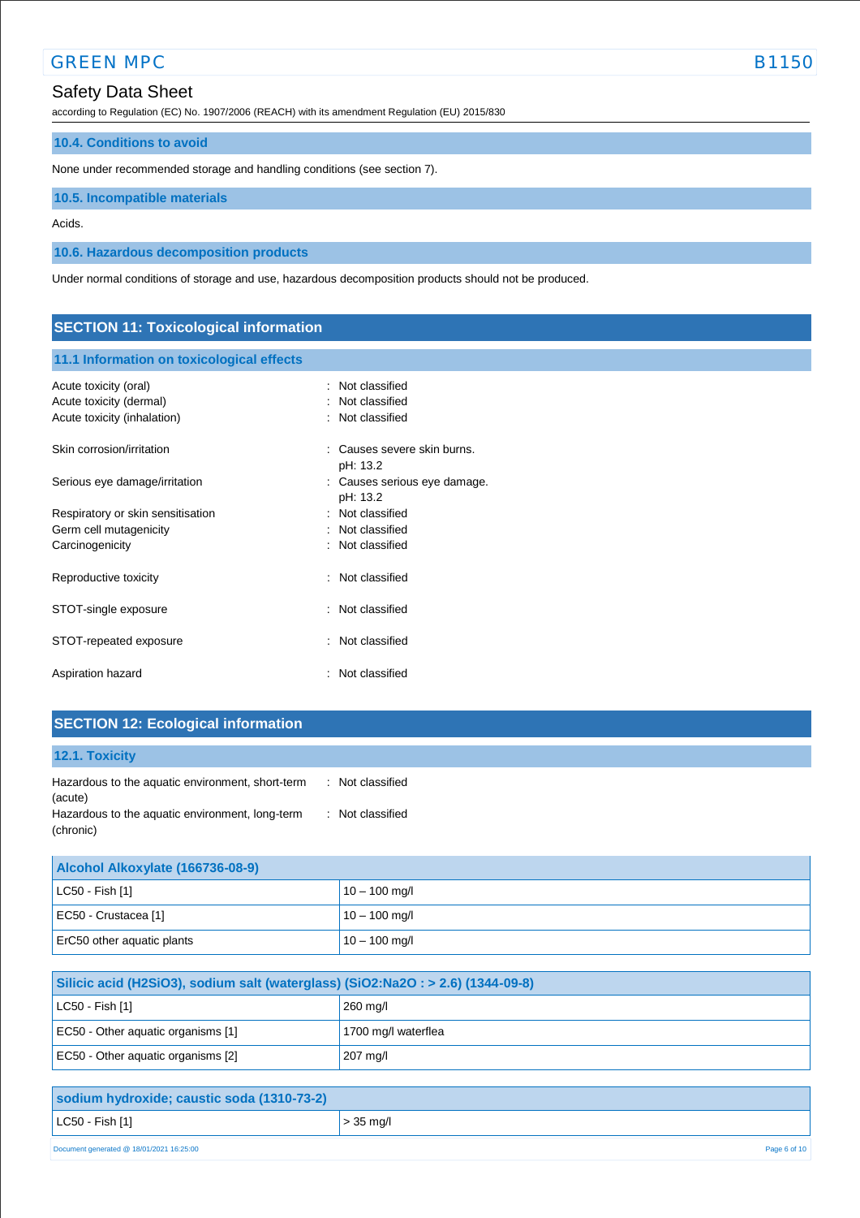### 10.4. Conditions to avoid

None under recommended storage and handling conditions (see section 7).

### 10.5. Incompatible materials

Acids.

### 10.6. Hazardous decomposition products

Under normal conditions of storage and use, hazardous decomposition products should not be produced.

## SECTION 11: Toxicological information

### 11.1 Information on toxicological effects

| | |
|---|---|
| Acute toxicity (oral) | : Not classified |
| Acute toxicity (dermal) | : Not classified |
| Acute toxicity (inhalation) | : Not classified |
| Skin corrosion/irritation | : Causes severe skin burns.<br>pH: 13.2 |
| Serious eye damage/irritation | : Causes serious eye damage.<br>pH: 13.2 |
| Respiratory or skin sensitisation | : Not classified |
| Germ cell mutagenicity | : Not classified |
| Carcinogenicity | : Not classified |
| Reproductive toxicity | : Not classified |
| STOT-single exposure | : Not classified |
| STOT-repeated exposure | : Not classified |
| Aspiration hazard | : Not classified |

## SECTION 12: Ecological information

### 12.1. Toxicity

| | |
|---|---|
| Hazardous to the aquatic environment, short-term (acute) | : Not classified |
| Hazardous to the aquatic environment, long-term (chronic) | : Not classified |

| Alcohol Alkoxylate (166736-08-9) | |
|---|---|
| LC50 - Fish [1] | 10 – 100 mg/l |
| EC50 - Crustacea [1] | 10 – 100 mg/l |
| ErC50 other aquatic plants | 10 – 100 mg/l |

| Silicic acid (H2SiO3), sodium salt (waterglass) (SiO2:Na2O : > 2.6) (1344-09-8) | |
|---|---|
| LC50 - Fish [1] | 260 mg/l |
| EC50 - Other aquatic organisms [1] | 1700 mg/l waterflea |
| EC50 - Other aquatic organisms [2] | 207 mg/l |

| sodium hydroxide; caustic soda (1310-73-2) | |
|---|---|
| LC50 - Fish [1] | > 35 mg/l |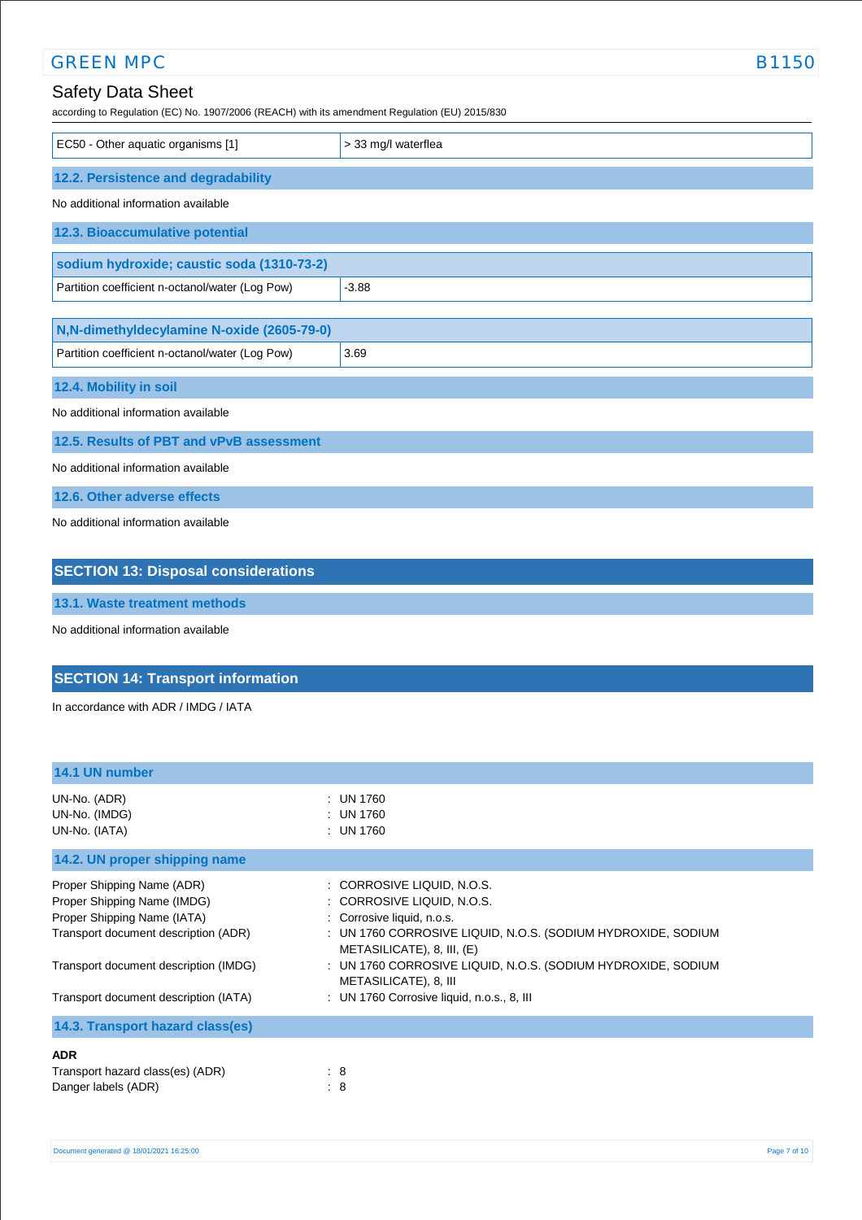| EC50 - Other aquatic organisms [1] | > 33 mg/l waterflea |
|---|---|

### 12.2. Persistence and degradability

No additional information available

### 12.3. Bioaccumulative potential

| sodium hydroxide; caustic soda (1310-73-2) | |
|---|---|
| Partition coefficient n-octanol/water (Log Pow) | -3.88 |

| N,N-dimethyldecylamine N-oxide (2605-79-0) | |
|---|---|
| Partition coefficient n-octanol/water (Log Pow) | 3.69 |

### 12.4. Mobility in soil

No additional information available

### 12.5. Results of PBT and vPvB assessment

No additional information available

### 12.6. Other adverse effects

No additional information available

## SECTION 13: Disposal considerations

### 13.1. Waste treatment methods

No additional information available

## SECTION 14: Transport information

In accordance with ADR / IMDG / IATA

### 14.1 UN number

UN-No. (ADR) : UN 1760
UN-No. (IMDG) : UN 1760
UN-No. (IATA) : UN 1760

### 14.2. UN proper shipping name

Proper Shipping Name (ADR) : CORROSIVE LIQUID, N.O.S.
Proper Shipping Name (IMDG) : CORROSIVE LIQUID, N.O.S.
Proper Shipping Name (IATA) : Corrosive liquid, n.o.s.
Transport document description (ADR) : UN 1760 CORROSIVE LIQUID, N.O.S. (SODIUM HYDROXIDE, SODIUM METASILICATE), 8, III, (E)
Transport document description (IMDG) : UN 1760 CORROSIVE LIQUID, N.O.S. (SODIUM HYDROXIDE, SODIUM METASILICATE), 8, III
Transport document description (IATA) : UN 1760 Corrosive liquid, n.o.s., 8, III

### 14.3. Transport hazard class(es)

**ADR**

Transport hazard class(es) (ADR) : 8
Danger labels (ADR) : 8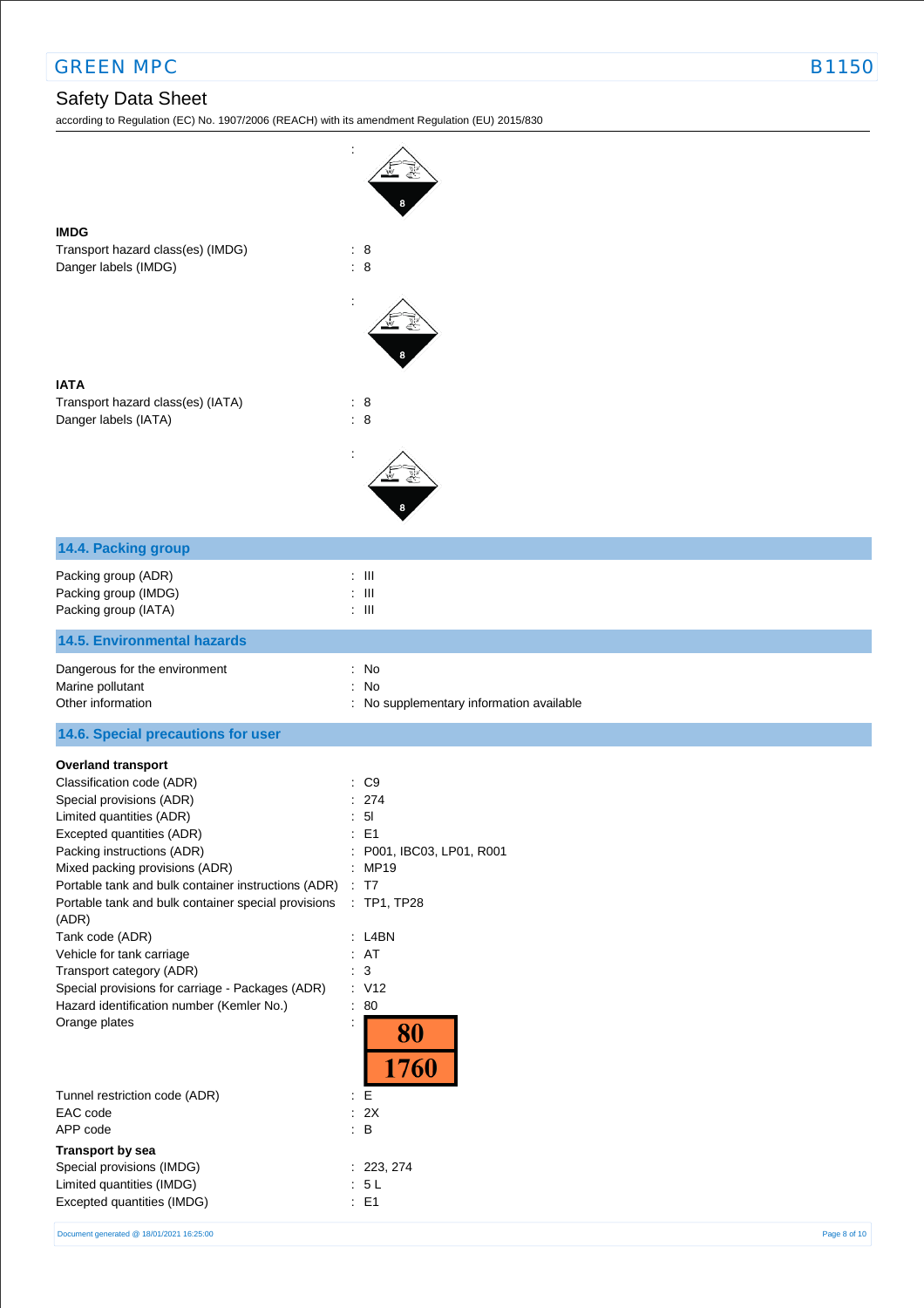## Safety Data Sheet

according to Regulation (EC) No. 1907/2006 (REACH) with its amendment Regulation (EU) 2015/830

**IMDG**

Transport hazard class(es) (IMDG) : 8

Danger labels (IMDG) : 8

**IATA**

Transport hazard class(es) (IATA) : 8

Danger labels (IATA) : 8

### 14.4. Packing group

Packing group (ADR) : III

Packing group (IMDG) : III

Packing group (IATA) : III

### 14.5. Environmental hazards

Dangerous for the environment : No

Marine pollutant : No

Other information : No supplementary information available

### 14.6. Special precautions for user

**Overland transport**

Classification code (ADR) : C9

Special provisions (ADR) : 274

Limited quantities (ADR) : 5l

Excepted quantities (ADR) : E1

Packing instructions (ADR) : P001, IBC03, LP01, R001

Mixed packing provisions (ADR) : MP19

Portable tank and bulk container instructions (ADR) : T7

Portable tank and bulk container special provisions (ADR) : TP1, TP28

Tank code (ADR) : L4BN

Vehicle for tank carriage : AT

Transport category (ADR) : 3

Special provisions for carriage - Packages (ADR) : V12

Hazard identification number (Kemler No.) : 80

Orange plates : 80 / 1760

Tunnel restriction code (ADR) : E

EAC code : 2X

APP code : B

**Transport by sea**

Special provisions (IMDG) : 223, 274

Limited quantities (IMDG) : 5 L

Excepted quantities (IMDG) : E1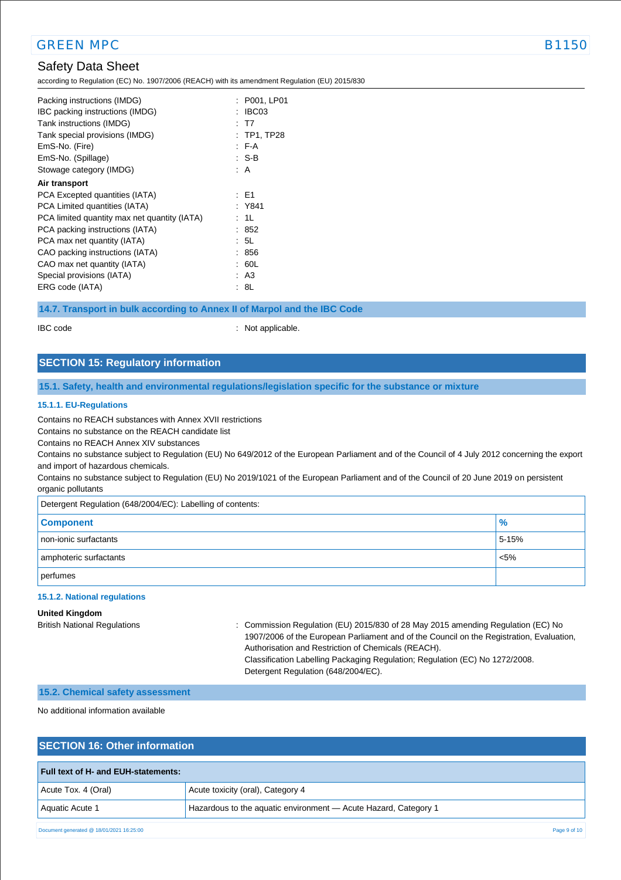| | |
|---|---|
| Packing instructions (IMDG) | : P001, LP01 |
| IBC packing instructions (IMDG) | : IBC03 |
| Tank instructions (IMDG) | : T7 |
| Tank special provisions (IMDG) | : TP1, TP28 |
| EmS-No. (Fire) | : F-A |
| EmS-No. (Spillage) | : S-B |
| Stowage category (IMDG) | : A |

**Air transport**

| | |
|---|---|
| PCA Excepted quantities (IATA) | : E1 |
| PCA Limited quantities (IATA) | : Y841 |
| PCA limited quantity max net quantity (IATA) | : 1L |
| PCA packing instructions (IATA) | : 852 |
| PCA max net quantity (IATA) | : 5L |
| CAO packing instructions (IATA) | : 856 |
| CAO max net quantity (IATA) | : 60L |
| Special provisions (IATA) | : A3 |
| ERG code (IATA) | : 8L |

### 14.7. Transport in bulk according to Annex II of Marpol and the IBC Code

IBC code : Not applicable.

## SECTION 15: Regulatory information

### 15.1. Safety, health and environmental regulations/legislation specific for the substance or mixture

#### 15.1.1. EU-Regulations

Contains no REACH substances with Annex XVII restrictions
Contains no substance on the REACH candidate list
Contains no REACH Annex XIV substances
Contains no substance subject to Regulation (EU) No 649/2012 of the European Parliament and of the Council of 4 July 2012 concerning the export and import of hazardous chemicals.
Contains no substance subject to Regulation (EU) No 2019/1021 of the European Parliament and of the Council of 20 June 2019 on persistent organic pollutants

Detergent Regulation (648/2004/EC): Labelling of contents:

| Component | % |
|---|---|
| non-ionic surfactants | 5-15% |
| amphoteric surfactants | <5% |
| perfumes | |

#### 15.1.2. National regulations

**United Kingdom**

British National Regulations : Commission Regulation (EU) 2015/830 of 28 May 2015 amending Regulation (EC) No 1907/2006 of the European Parliament and of the Council on the Registration, Evaluation, Authorisation and Restriction of Chemicals (REACH).
Classification Labelling Packaging Regulation; Regulation (EC) No 1272/2008.
Detergent Regulation (648/2004/EC).

### 15.2. Chemical safety assessment

No additional information available

## SECTION 16: Other information

| Full text of H- and EUH-statements: | |
|---|---|
| Acute Tox. 4 (Oral) | Acute toxicity (oral), Category 4 |
| Aquatic Acute 1 | Hazardous to the aquatic environment — Acute Hazard, Category 1 |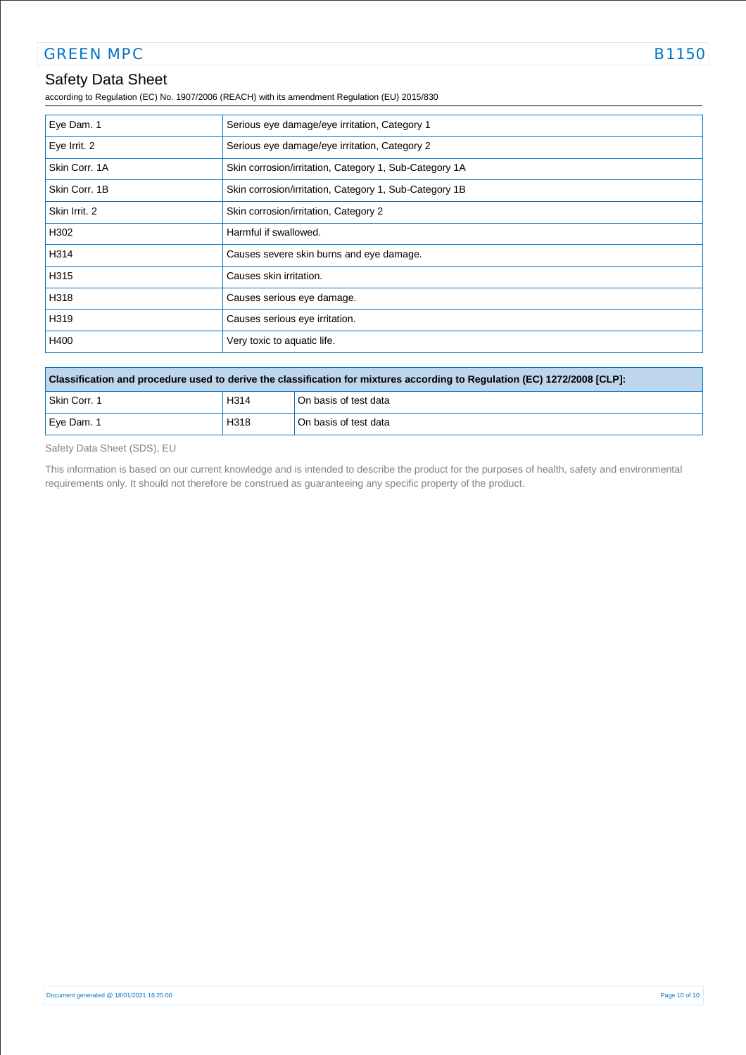| | |
|---|---|
| Eye Dam. 1 | Serious eye damage/eye irritation, Category 1 |
| Eye Irrit. 2 | Serious eye damage/eye irritation, Category 2 |
| Skin Corr. 1A | Skin corrosion/irritation, Category 1, Sub-Category 1A |
| Skin Corr. 1B | Skin corrosion/irritation, Category 1, Sub-Category 1B |
| Skin Irrit. 2 | Skin corrosion/irritation, Category 2 |
| H302 | Harmful if swallowed. |
| H314 | Causes severe skin burns and eye damage. |
| H315 | Causes skin irritation. |
| H318 | Causes serious eye damage. |
| H319 | Causes serious eye irritation. |
| H400 | Very toxic to aquatic life. |

| **Classification and procedure used to derive the classification for mixtures according to Regulation (EC) 1272/2008 [CLP]:** | | |
|---|---|---|
| Skin Corr. 1 | H314 | On basis of test data |
| Eye Dam. 1 | H318 | On basis of test data |

Safety Data Sheet (SDS), EU

This information is based on our current knowledge and is intended to describe the product for the purposes of health, safety and environmental requirements only. It should not therefore be construed as guaranteeing any specific property of the product.

Document generated @ 18/01/2021 16:25:00